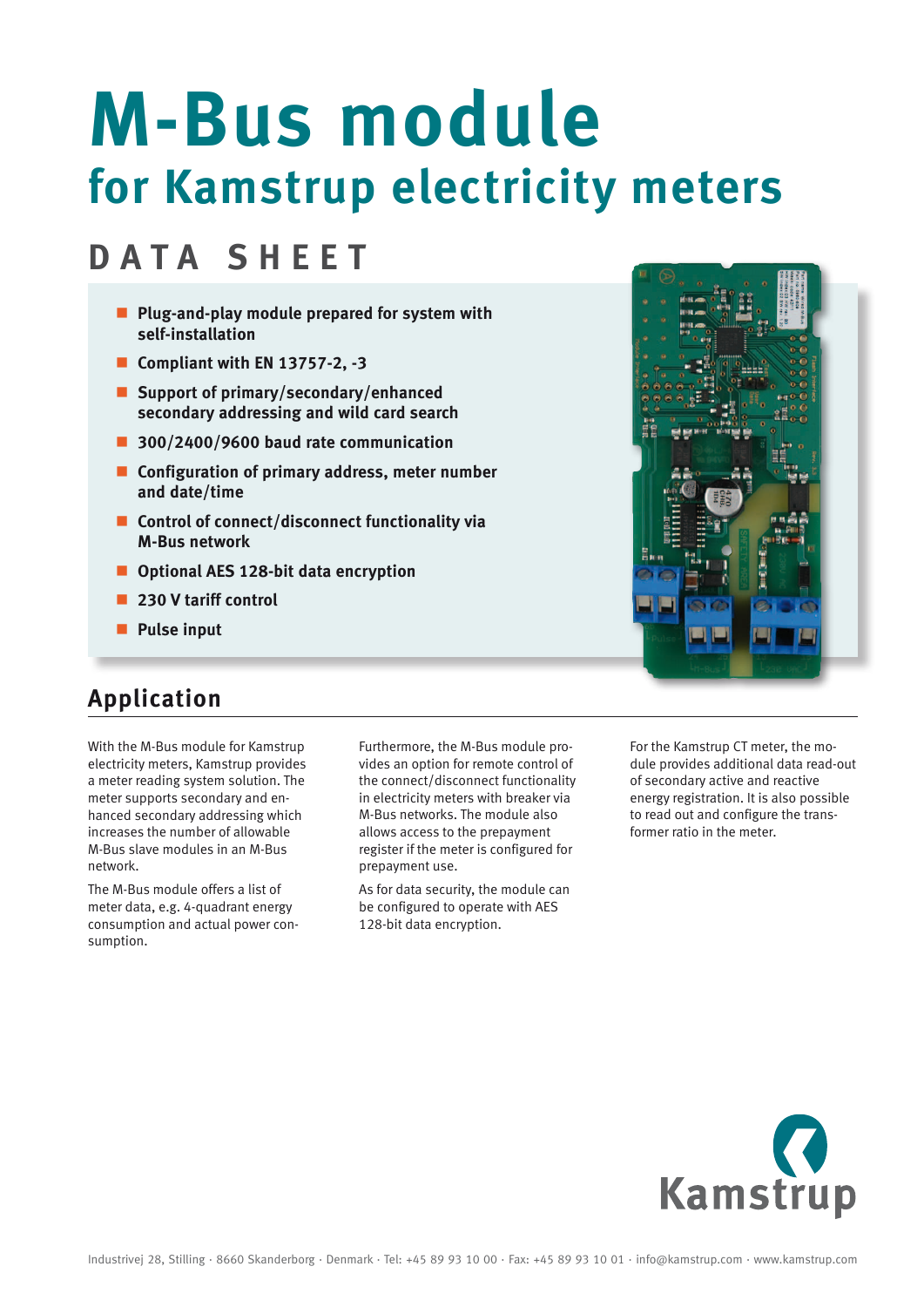# M-Bus module
## for Kamstrup electricity meters

## DATA SHEET

- Plug-and-play module prepared for system with self-installation
- Compliant with EN 13757-2, -3
- Support of primary/secondary/enhanced secondary addressing and wild card search
- 300/2400/9600 baud rate communication
- Configuration of primary address, meter number and date/time
- Control of connect/disconnect functionality via M-Bus network
- Optional AES 128-bit data encryption
- 230 V tariff control
- Pulse input

## Application

With the M-Bus module for Kamstrup electricity meters, Kamstrup provides a meter reading system solution. The meter supports secondary and enhanced secondary addressing which increases the number of allowable M-Bus slave modules in an M-Bus network.

The M-Bus module offers a list of meter data, e.g. 4-quadrant energy consumption and actual power consumption.

Furthermore, the M-Bus module provides an option for remote control of the connect/disconnect functionality in electricity meters with breaker via M-Bus networks. The module also allows access to the prepayment register if the meter is configured for prepayment use.

As for data security, the module can be configured to operate with AES 128-bit data encryption.

For the Kamstrup CT meter, the module provides additional data read-out of secondary active and reactive energy registration. It is also possible to read out and configure the transformer ratio in the meter.

Kamstrup

Industrivej 28, Stilling · 8660 Skanderborg · Denmark · Tel: +45 89 93 10 00 · Fax: +45 89 93 10 01 · info@kamstrup.com · www.kamstrup.com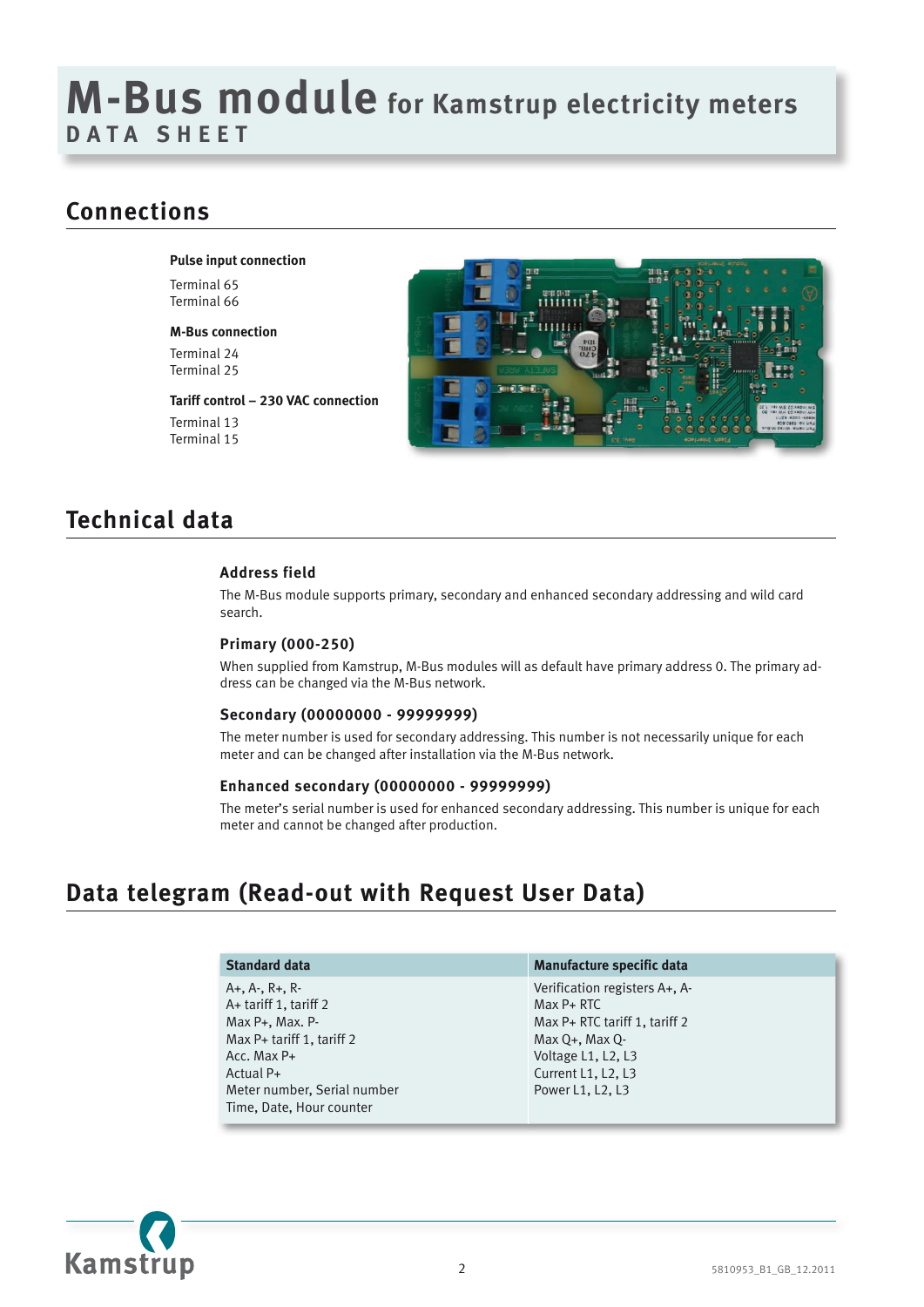# M-Bus module for Kamstrup electricity meters

DATA SHEET

## Connections

**Pulse input connection**

Terminal 65
Terminal 66

**M-Bus connection**

Terminal 24
Terminal 25

**Tariff control – 230 VAC connection**

Terminal 13
Terminal 15

## Technical data

### Address field

The M-Bus module supports primary, secondary and enhanced secondary addressing and wild card search.

### Primary (000-250)

When supplied from Kamstrup, M-Bus modules will as default have primary address 0. The primary address can be changed via the M-Bus network.

### Secondary (00000000 - 99999999)

The meter number is used for secondary addressing. This number is not necessarily unique for each meter and can be changed after installation via the M-Bus network.

### Enhanced secondary (00000000 - 99999999)

The meter's serial number is used for enhanced secondary addressing. This number is unique for each meter and cannot be changed after production.

## Data telegram (Read-out with Request User Data)

| Standard data | Manufacture specific data |
|---|---|
| A+, A-, R+, R-<br>A+ tariff 1, tariff 2<br>Max P+, Max. P-<br>Max P+ tariff 1, tariff 2<br>Acc. Max P+<br>Actual P+<br>Meter number, Serial number<br>Time, Date, Hour counter | Verification registers A+, A-<br>Max P+ RTC<br>Max P+ RTC tariff 1, tariff 2<br>Max Q+, Max Q-<br>Voltage L1, L2, L3<br>Current L1, L2, L3<br>Power L1, L2, L3 |

Kamstrup

5810953_B1_GB_12.2011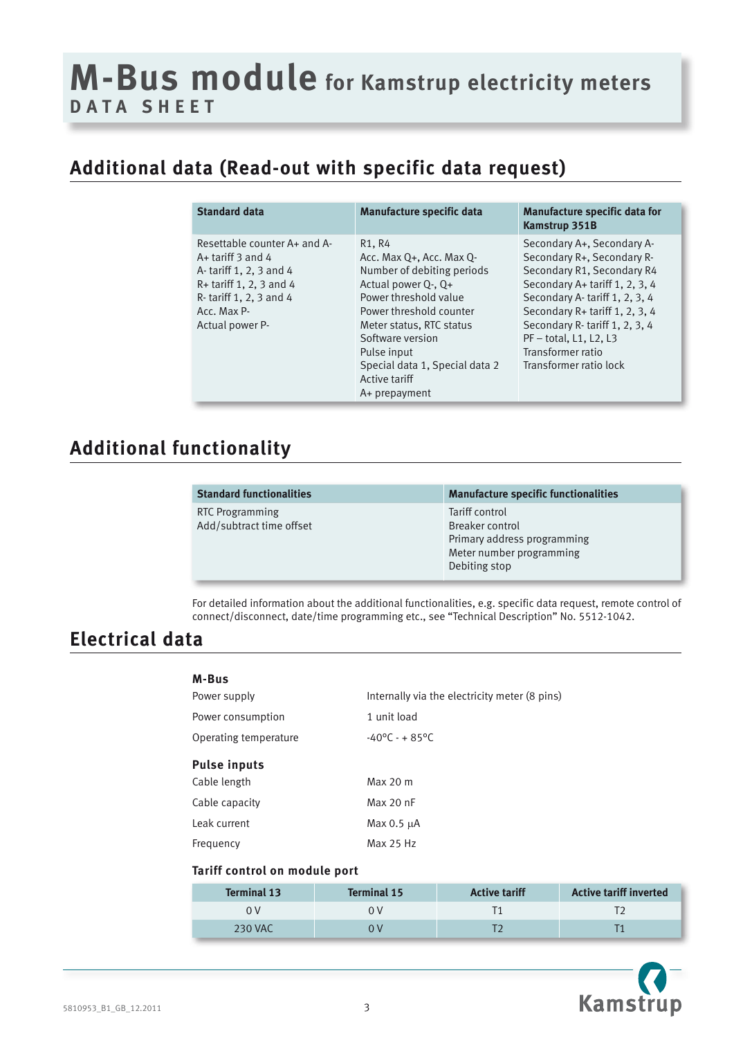# M-Bus module for Kamstrup electricity meters

**DATA SHEET**

## Additional data (Read-out with specific data request)

| Standard data | Manufacture specific data | Manufacture specific data for Kamstrup 351B |
|---|---|---|
| Resettable counter A+ and A-<br>A+ tariff 3 and 4<br>A- tariff 1, 2, 3 and 4<br>R+ tariff 1, 2, 3 and 4<br>R- tariff 1, 2, 3 and 4<br>Acc. Max P-<br>Actual power P- | R1, R4<br>Acc. Max Q+, Acc. Max Q-<br>Number of debiting periods<br>Actual power Q-, Q+<br>Power threshold value<br>Power threshold counter<br>Meter status, RTC status<br>Software version<br>Pulse input<br>Special data 1, Special data 2<br>Active tariff<br>A+ prepayment | Secondary A+, Secondary A-<br>Secondary R+, Secondary R-<br>Secondary R1, Secondary R4<br>Secondary A+ tariff 1, 2, 3, 4<br>Secondary A- tariff 1, 2, 3, 4<br>Secondary R+ tariff 1, 2, 3, 4<br>Secondary R- tariff 1, 2, 3, 4<br>PF – total, L1, L2, L3<br>Transformer ratio<br>Transformer ratio lock |

## Additional functionality

| Standard functionalities | Manufacture specific functionalities |
|---|---|
| RTC Programming<br>Add/subtract time offset | Tariff control<br>Breaker control<br>Primary address programming<br>Meter number programming<br>Debiting stop |

For detailed information about the additional functionalities, e.g. specific data request, remote control of connect/disconnect, date/time programming etc., see "Technical Description" No. 5512-1042.

## Electrical data

### M-Bus

| | |
|---|---|
| Power supply | Internally via the electricity meter (8 pins) |
| Power consumption | 1 unit load |
| Operating temperature | -40°C - + 85°C |

### Pulse inputs

| | |
|---|---|
| Cable length | Max 20 m |
| Cable capacity | Max 20 nF |
| Leak current | Max 0.5 µA |
| Frequency | Max 25 Hz |

### Tariff control on module port

| Terminal 13 | Terminal 15 | Active tariff | Active tariff inverted |
|---|---|---|---|
| 0 V | 0 V | T1 | T2 |
| 230 VAC | 0 V | T2 | T1 |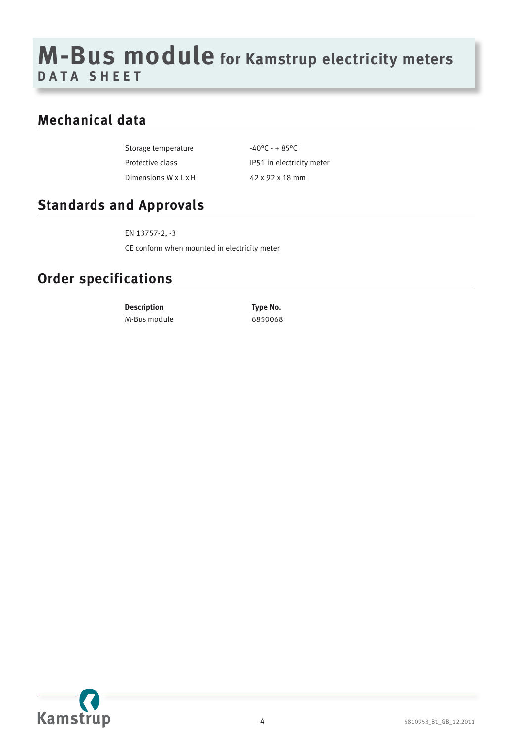# M-Bus module for Kamstrup electricity meters

**DATA SHEET**

## Mechanical data

| | |
|---|---|
| Storage temperature | -40°C - + 85°C |
| Protective class | IP51 in electricity meter |
| Dimensions W x L x H | 42 x 92 x 18 mm |

## Standards and Approvals

EN 13757-2, -3

CE conform when mounted in electricity meter

## Order specifications

| Description | Type No. |
|---|---|
| M-Bus module | 6850068 |

Kamstrup

5810953_B1_GB_12.2011